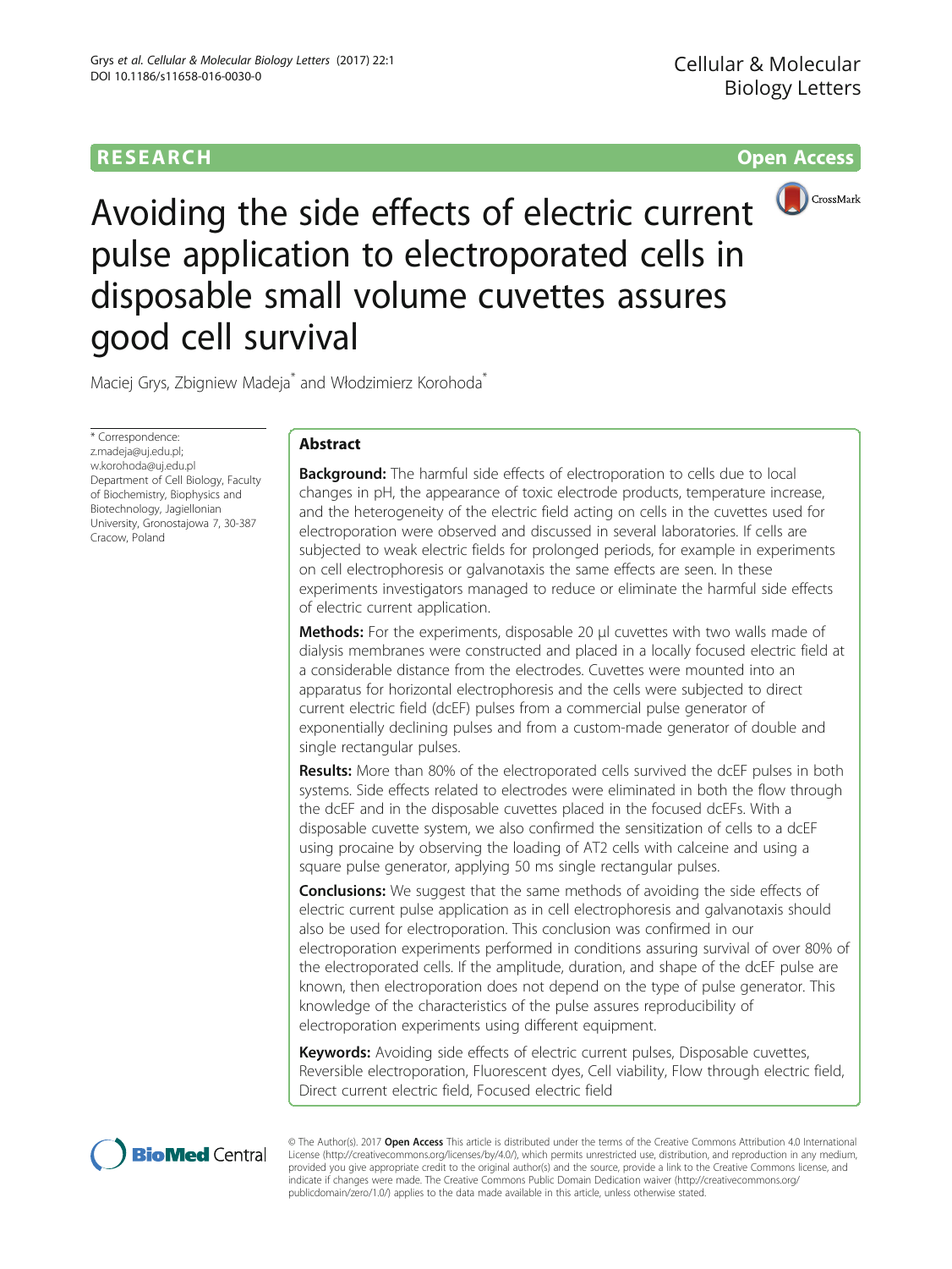RESEARCH

Open Access

# Avoiding the side effects of electric current pulse application to electroporated cells in disposable small volume cuvettes assures good cell survival

Maciej Grys, Zbigniew Madeja* and Włodzimierz Korohoda*

* Correspondence: z.madeja@uj.edu.pl; w.korohoda@uj.edu.pl
Department of Cell Biology, Faculty of Biochemistry, Biophysics and Biotechnology, Jagiellonian University, Gronostajowa 7, 30-387 Cracow, Poland

## Abstract

**Background:** The harmful side effects of electroporation to cells due to local changes in pH, the appearance of toxic electrode products, temperature increase, and the heterogeneity of the electric field acting on cells in the cuvettes used for electroporation were observed and discussed in several laboratories. If cells are subjected to weak electric fields for prolonged periods, for example in experiments on cell electrophoresis or galvanotaxis the same effects are seen. In these experiments investigators managed to reduce or eliminate the harmful side effects of electric current application.

**Methods:** For the experiments, disposable 20 μl cuvettes with two walls made of dialysis membranes were constructed and placed in a locally focused electric field at a considerable distance from the electrodes. Cuvettes were mounted into an apparatus for horizontal electrophoresis and the cells were subjected to direct current electric field (dcEF) pulses from a commercial pulse generator of exponentially declining pulses and from a custom-made generator of double and single rectangular pulses.

**Results:** More than 80% of the electroporated cells survived the dcEF pulses in both systems. Side effects related to electrodes were eliminated in both the flow through the dcEF and in the disposable cuvettes placed in the focused dcEFs. With a disposable cuvette system, we also confirmed the sensitization of cells to a dcEF using procaine by observing the loading of AT2 cells with calceine and using a square pulse generator, applying 50 ms single rectangular pulses.

**Conclusions:** We suggest that the same methods of avoiding the side effects of electric current pulse application as in cell electrophoresis and galvanotaxis should also be used for electroporation. This conclusion was confirmed in our electroporation experiments performed in conditions assuring survival of over 80% of the electroporated cells. If the amplitude, duration, and shape of the dcEF pulse are known, then electroporation does not depend on the type of pulse generator. This knowledge of the characteristics of the pulse assures reproducibility of electroporation experiments using different equipment.

**Keywords:** Avoiding side effects of electric current pulses, Disposable cuvettes, Reversible electroporation, Fluorescent dyes, Cell viability, Flow through electric field, Direct current electric field, Focused electric field

© The Author(s). 2017 **Open Access** This article is distributed under the terms of the Creative Commons Attribution 4.0 International License (http://creativecommons.org/licenses/by/4.0/), which permits unrestricted use, distribution, and reproduction in any medium, provided you give appropriate credit to the original author(s) and the source, provide a link to the Creative Commons license, and indicate if changes were made. The Creative Commons Public Domain Dedication waiver (http://creativecommons.org/publicdomain/zero/1.0/) applies to the data made available in this article, unless otherwise stated.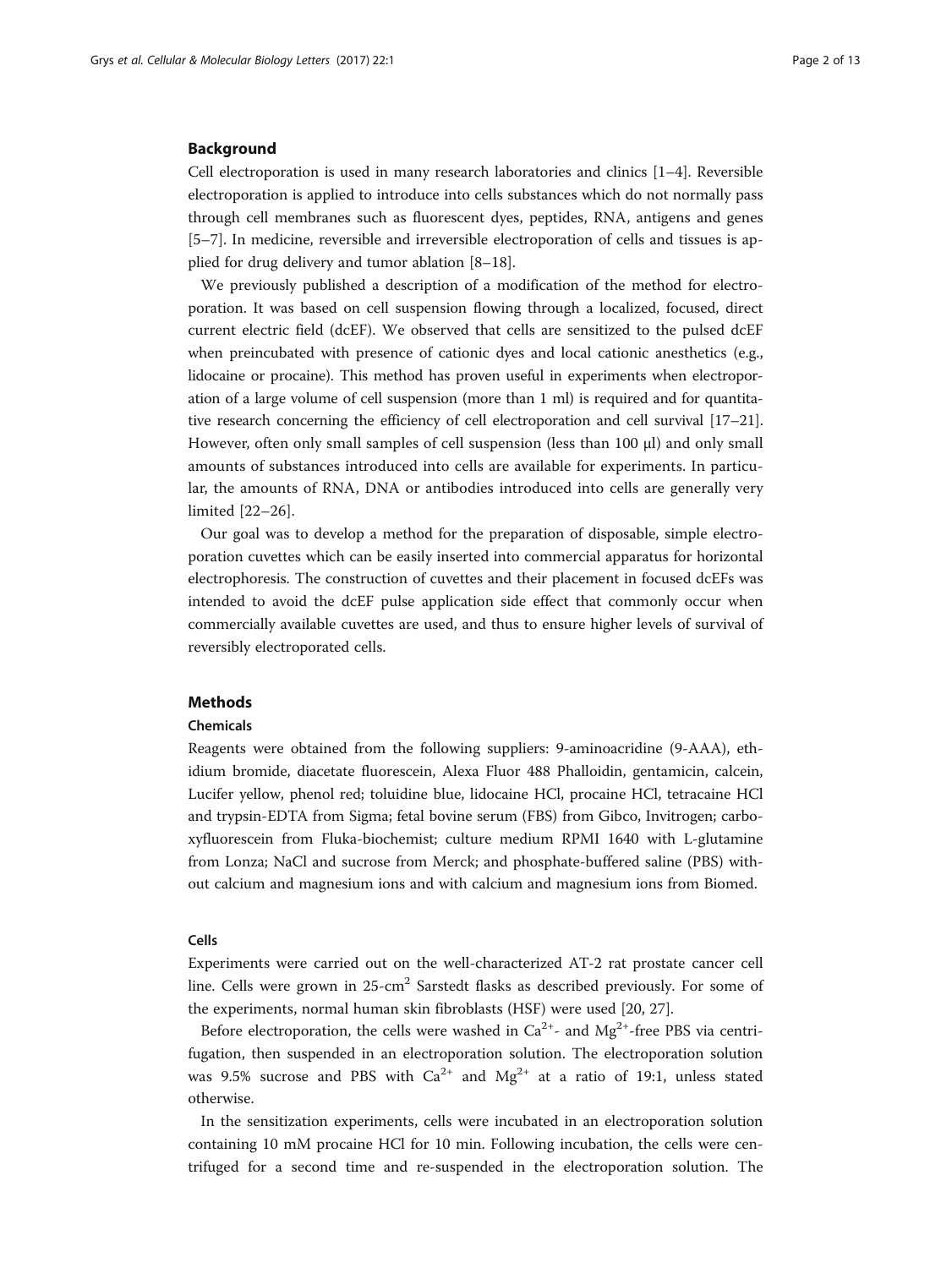## Background

Cell electroporation is used in many research laboratories and clinics [1–4]. Reversible electroporation is applied to introduce into cells substances which do not normally pass through cell membranes such as fluorescent dyes, peptides, RNA, antigens and genes [5–7]. In medicine, reversible and irreversible electroporation of cells and tissues is applied for drug delivery and tumor ablation [8–18].

We previously published a description of a modification of the method for electroporation. It was based on cell suspension flowing through a localized, focused, direct current electric field (dcEF). We observed that cells are sensitized to the pulsed dcEF when preincubated with presence of cationic dyes and local cationic anesthetics (e.g., lidocaine or procaine). This method has proven useful in experiments when electroporation of a large volume of cell suspension (more than 1 ml) is required and for quantitative research concerning the efficiency of cell electroporation and cell survival [17–21]. However, often only small samples of cell suspension (less than 100 μl) and only small amounts of substances introduced into cells are available for experiments. In particular, the amounts of RNA, DNA or antibodies introduced into cells are generally very limited [22–26].

Our goal was to develop a method for the preparation of disposable, simple electroporation cuvettes which can be easily inserted into commercial apparatus for horizontal electrophoresis. The construction of cuvettes and their placement in focused dcEFs was intended to avoid the dcEF pulse application side effect that commonly occur when commercially available cuvettes are used, and thus to ensure higher levels of survival of reversibly electroporated cells.

## Methods

### Chemicals

Reagents were obtained from the following suppliers: 9-aminoacridine (9-AAA), ethidium bromide, diacetate fluorescein, Alexa Fluor 488 Phalloidin, gentamicin, calcein, Lucifer yellow, phenol red; toluidine blue, lidocaine HCl, procaine HCl, tetracaine HCl and trypsin-EDTA from Sigma; fetal bovine serum (FBS) from Gibco, Invitrogen; carboxyfluorescein from Fluka-biochemist; culture medium RPMI 1640 with L-glutamine from Lonza; NaCl and sucrose from Merck; and phosphate-buffered saline (PBS) without calcium and magnesium ions and with calcium and magnesium ions from Biomed.

### Cells

Experiments were carried out on the well-characterized AT-2 rat prostate cancer cell line. Cells were grown in 25-cm$^2$ Sarstedt flasks as described previously. For some of the experiments, normal human skin fibroblasts (HSF) were used [20, 27].

Before electroporation, the cells were washed in $Ca^{2+}$- and $Mg^{2+}$-free PBS via centrifugation, then suspended in an electroporation solution. The electroporation solution was 9.5% sucrose and PBS with $Ca^{2+}$ and $Mg^{2+}$ at a ratio of 19:1, unless stated otherwise.

In the sensitization experiments, cells were incubated in an electroporation solution containing 10 mM procaine HCl for 10 min. Following incubation, the cells were centrifuged for a second time and re-suspended in the electroporation solution. The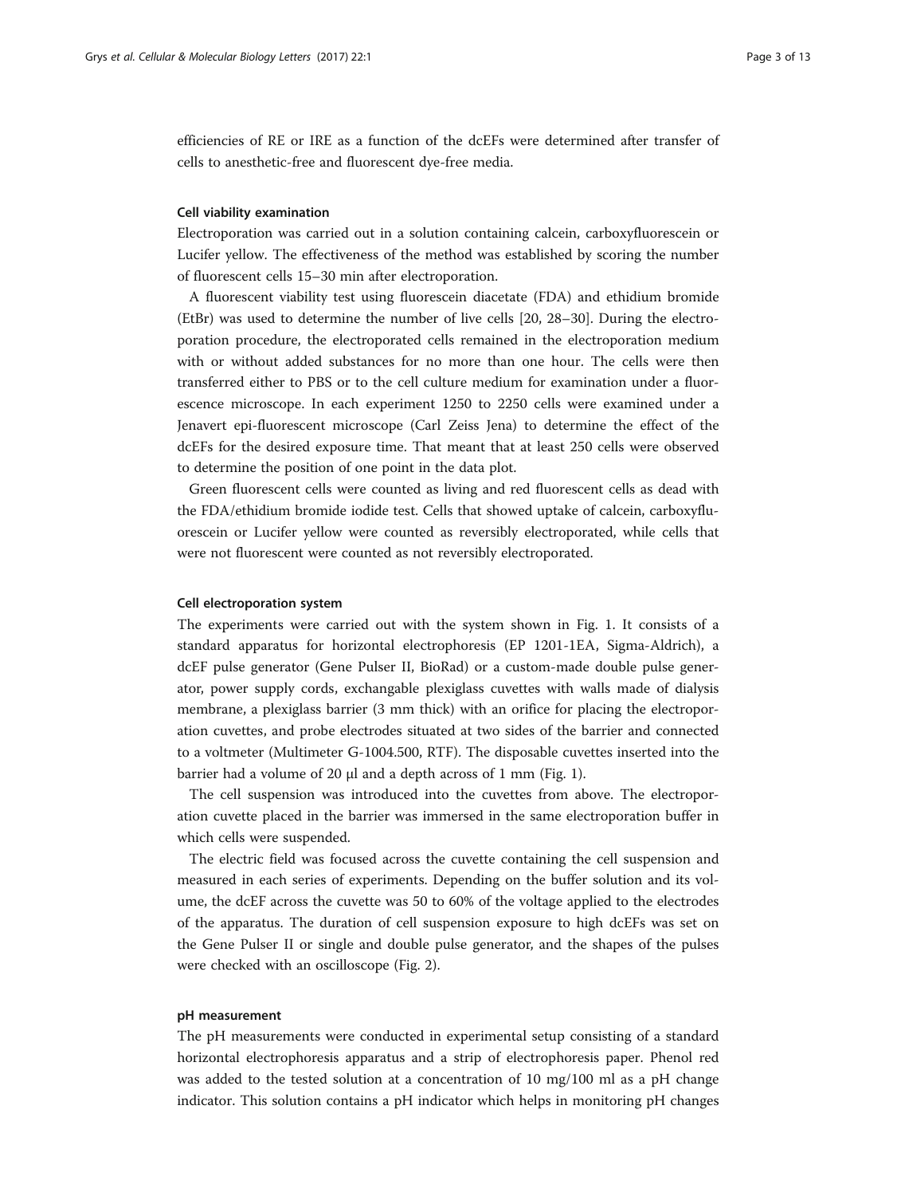efficiencies of RE or IRE as a function of the dcEFs were determined after transfer of cells to anesthetic-free and fluorescent dye-free media.

### Cell viability examination

Electroporation was carried out in a solution containing calcein, carboxyfluorescein or Lucifer yellow. The effectiveness of the method was established by scoring the number of fluorescent cells 15–30 min after electroporation.

A fluorescent viability test using fluorescein diacetate (FDA) and ethidium bromide (EtBr) was used to determine the number of live cells [20, 28–30]. During the electroporation procedure, the electroporated cells remained in the electroporation medium with or without added substances for no more than one hour. The cells were then transferred either to PBS or to the cell culture medium for examination under a fluorescence microscope. In each experiment 1250 to 2250 cells were examined under a Jenavert epi-fluorescent microscope (Carl Zeiss Jena) to determine the effect of the dcEFs for the desired exposure time. That meant that at least 250 cells were observed to determine the position of one point in the data plot.

Green fluorescent cells were counted as living and red fluorescent cells as dead with the FDA/ethidium bromide iodide test. Cells that showed uptake of calcein, carboxyfluorescein or Lucifer yellow were counted as reversibly electroporated, while cells that were not fluorescent were counted as not reversibly electroporated.

### Cell electroporation system

The experiments were carried out with the system shown in Fig. 1. It consists of a standard apparatus for horizontal electrophoresis (EP 1201-1EA, Sigma-Aldrich), a dcEF pulse generator (Gene Pulser II, BioRad) or a custom-made double pulse generator, power supply cords, exchangable plexiglass cuvettes with walls made of dialysis membrane, a plexiglass barrier (3 mm thick) with an orifice for placing the electroporation cuvettes, and probe electrodes situated at two sides of the barrier and connected to a voltmeter (Multimeter G-1004.500, RTF). The disposable cuvettes inserted into the barrier had a volume of 20 μl and a depth across of 1 mm (Fig. 1).

The cell suspension was introduced into the cuvettes from above. The electroporation cuvette placed in the barrier was immersed in the same electroporation buffer in which cells were suspended.

The electric field was focused across the cuvette containing the cell suspension and measured in each series of experiments. Depending on the buffer solution and its volume, the dcEF across the cuvette was 50 to 60% of the voltage applied to the electrodes of the apparatus. The duration of cell suspension exposure to high dcEFs was set on the Gene Pulser II or single and double pulse generator, and the shapes of the pulses were checked with an oscilloscope (Fig. 2).

### pH measurement

The pH measurements were conducted in experimental setup consisting of a standard horizontal electrophoresis apparatus and a strip of electrophoresis paper. Phenol red was added to the tested solution at a concentration of 10 mg/100 ml as a pH change indicator. This solution contains a pH indicator which helps in monitoring pH changes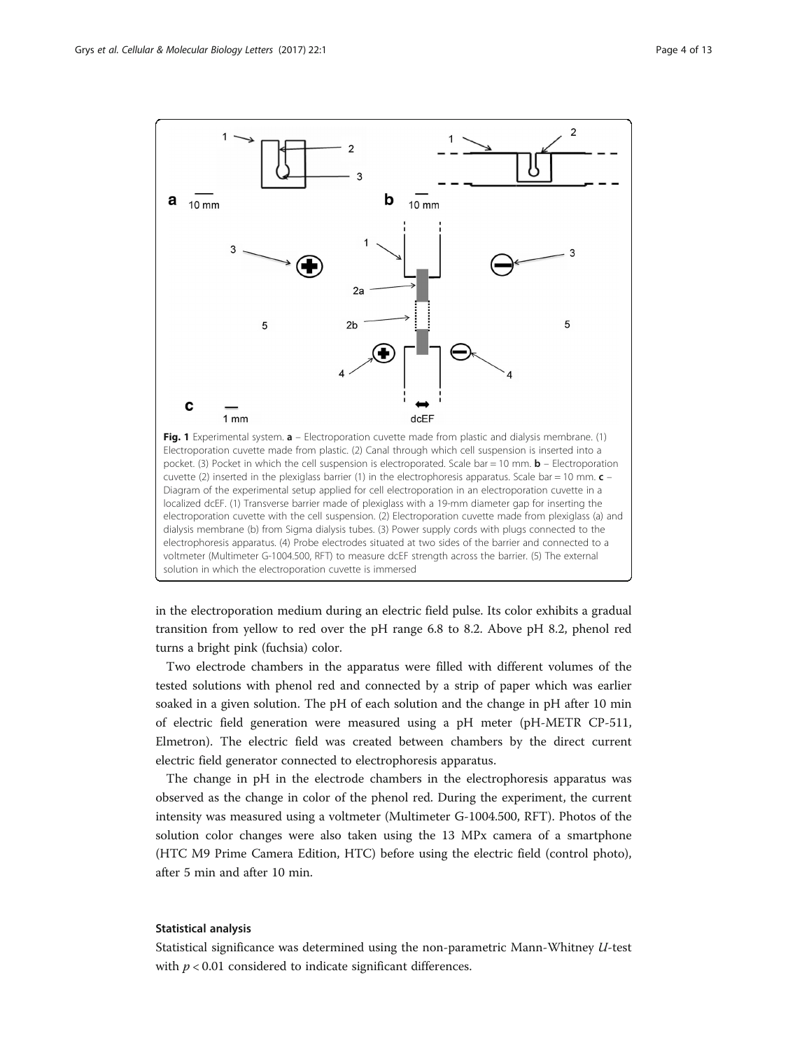**Fig. 1** Experimental system. **a** – Electroporation cuvette made from plastic and dialysis membrane. (1) Electroporation cuvette made from plastic. (2) Canal through which cell suspension is inserted into a pocket. (3) Pocket in which the cell suspension is electroporated. Scale bar = 10 mm. **b** – Electroporation cuvette (2) inserted in the plexiglass barrier (1) in the electrophoresis apparatus. Scale bar = 10 mm. **c** – Diagram of the experimental setup applied for cell electroporation in an electroporation cuvette in a localized dcEF. (1) Transverse barrier made of plexiglass with a 19-mm diameter gap for inserting the electroporation cuvette with the cell suspension. (2) Electroporation cuvette made from plexiglass (a) and dialysis membrane (b) from Sigma dialysis tubes. (3) Power supply cords with plugs connected to the electrophoresis apparatus. (4) Probe electrodes situated at two sides of the barrier and connected to a voltmeter (Multimeter G-1004.500, RFT) to measure dcEF strength across the barrier. (5) The external solution in which the electroporation cuvette is immersed

in the electroporation medium during an electric field pulse. Its color exhibits a gradual transition from yellow to red over the pH range 6.8 to 8.2. Above pH 8.2, phenol red turns a bright pink (fuchsia) color.

Two electrode chambers in the apparatus were filled with different volumes of the tested solutions with phenol red and connected by a strip of paper which was earlier soaked in a given solution. The pH of each solution and the change in pH after 10 min of electric field generation were measured using a pH meter (pH-METR CP-511, Elmetron). The electric field was created between chambers by the direct current electric field generator connected to electrophoresis apparatus.

The change in pH in the electrode chambers in the electrophoresis apparatus was observed as the change in color of the phenol red. During the experiment, the current intensity was measured using a voltmeter (Multimeter G-1004.500, RFT). Photos of the solution color changes were also taken using the 13 MPx camera of a smartphone (HTC M9 Prime Camera Edition, HTC) before using the electric field (control photo), after 5 min and after 10 min.

### Statistical analysis

Statistical significance was determined using the non-parametric Mann-Whitney *U*-test with $p < 0.01$ considered to indicate significant differences.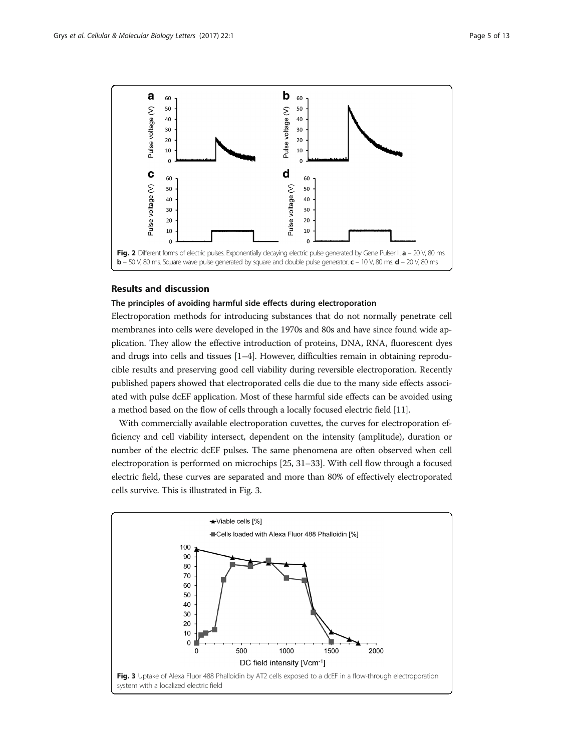Fig. 2 Different forms of electric pulses. Exponentially decaying electric pulse generated by Gene Pulser II. **a** – 20 V, 80 ms. **b** – 50 V, 80 ms. Square wave pulse generated by square and double pulse generator. **c** – 10 V, 80 ms. **d** – 20 V, 80 ms

## Results and discussion

### The principles of avoiding harmful side effects during electroporation

Electroporation methods for introducing substances that do not normally penetrate cell membranes into cells were developed in the 1970s and 80s and have since found wide application. They allow the effective introduction of proteins, DNA, RNA, fluorescent dyes and drugs into cells and tissues [1–4]. However, difficulties remain in obtaining reproducible results and preserving good cell viability during reversible electroporation. Recently published papers showed that electroporated cells die due to the many side effects associated with pulse dcEF application. Most of these harmful side effects can be avoided using a method based on the flow of cells through a locally focused electric field [11].

With commercially available electroporation cuvettes, the curves for electroporation efficiency and cell viability intersect, dependent on the intensity (amplitude), duration or number of the electric dcEF pulses. The same phenomena are often observed when cell electroporation is performed on microchips [25, 31–33]. With cell flow through a focused electric field, these curves are separated and more than 80% of effectively electroporated cells survive. This is illustrated in Fig. 3.

Fig. 3 Uptake of Alexa Fluor 488 Phalloidin by AT2 cells exposed to a dcEF in a flow-through electroporation system with a localized electric field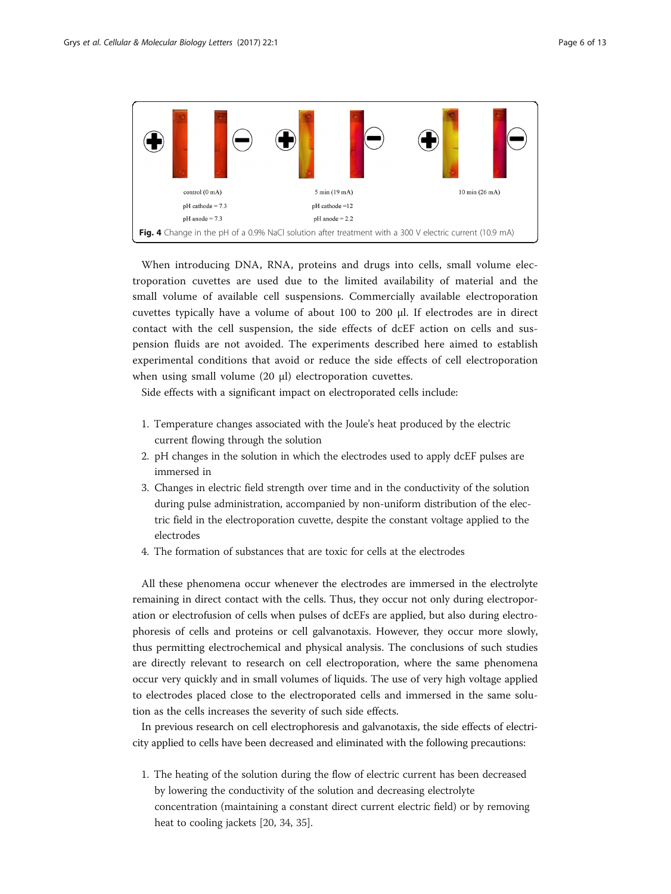control (0 mA)

pH cathode = 7.3

pH anode = 7.3

5 min (19 mA)

pH cathode =12

pH anode = 2.2

10 min (26 mA)

**Fig. 4** Change in the pH of a 0.9% NaCl solution after treatment with a 300 V electric current (10.9 mA)

When introducing DNA, RNA, proteins and drugs into cells, small volume electroporation cuvettes are used due to the limited availability of material and the small volume of available cell suspensions. Commercially available electroporation cuvettes typically have a volume of about 100 to 200 μl. If electrodes are in direct contact with the cell suspension, the side effects of dcEF action on cells and suspension fluids are not avoided. The experiments described here aimed to establish experimental conditions that avoid or reduce the side effects of cell electroporation when using small volume (20 μl) electroporation cuvettes.

Side effects with a significant impact on electroporated cells include:

1. Temperature changes associated with the Joule's heat produced by the electric current flowing through the solution
2. pH changes in the solution in which the electrodes used to apply dcEF pulses are immersed in
3. Changes in electric field strength over time and in the conductivity of the solution during pulse administration, accompanied by non-uniform distribution of the electric field in the electroporation cuvette, despite the constant voltage applied to the electrodes
4. The formation of substances that are toxic for cells at the electrodes

All these phenomena occur whenever the electrodes are immersed in the electrolyte remaining in direct contact with the cells. Thus, they occur not only during electroporation or electrofusion of cells when pulses of dcEFs are applied, but also during electrophoresis of cells and proteins or cell galvanotaxis. However, they occur more slowly, thus permitting electrochemical and physical analysis. The conclusions of such studies are directly relevant to research on cell electroporation, where the same phenomena occur very quickly and in small volumes of liquids. The use of very high voltage applied to electrodes placed close to the electroporated cells and immersed in the same solution as the cells increases the severity of such side effects.

In previous research on cell electrophoresis and galvanotaxis, the side effects of electricity applied to cells have been decreased and eliminated with the following precautions:

1. The heating of the solution during the flow of electric current has been decreased by lowering the conductivity of the solution and decreasing electrolyte concentration (maintaining a constant direct current electric field) or by removing heat to cooling jackets [20, 34, 35].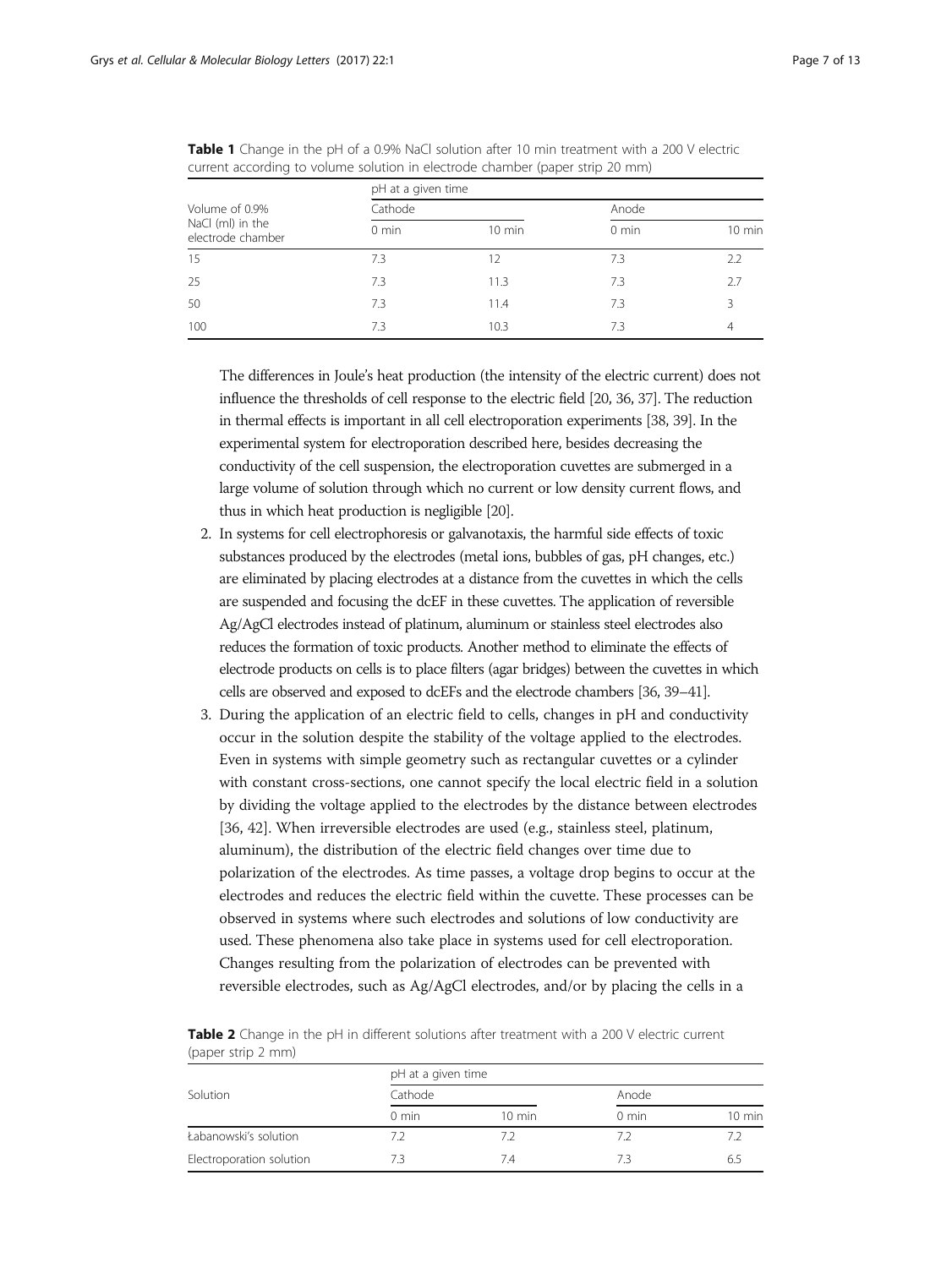**Table 1** Change in the pH of a 0.9% NaCl solution after 10 min treatment with a 200 V electric current according to volume solution in electrode chamber (paper strip 20 mm)

| Volume of 0.9% NaCl (ml) in the electrode chamber | pH at a given time | | | |
|---|---|---|---|---|
| | Cathode | | Anode | |
| | 0 min | 10 min | 0 min | 10 min |
| 15 | 7.3 | 12 | 7.3 | 2.2 |
| 25 | 7.3 | 11.3 | 7.3 | 2.7 |
| 50 | 7.3 | 11.4 | 7.3 | 3 |
| 100 | 7.3 | 10.3 | 7.3 | 4 |

The differences in Joule's heat production (the intensity of the electric current) does not influence the thresholds of cell response to the electric field [20, 36, 37]. The reduction in thermal effects is important in all cell electroporation experiments [38, 39]. In the experimental system for electroporation described here, besides decreasing the conductivity of the cell suspension, the electroporation cuvettes are submerged in a large volume of solution through which no current or low density current flows, and thus in which heat production is negligible [20].

2. In systems for cell electrophoresis or galvanotaxis, the harmful side effects of toxic substances produced by the electrodes (metal ions, bubbles of gas, pH changes, etc.) are eliminated by placing electrodes at a distance from the cuvettes in which the cells are suspended and focusing the dcEF in these cuvettes. The application of reversible Ag/AgCl electrodes instead of platinum, aluminum or stainless steel electrodes also reduces the formation of toxic products. Another method to eliminate the effects of electrode products on cells is to place filters (agar bridges) between the cuvettes in which cells are observed and exposed to dcEFs and the electrode chambers [36, 39–41].
3. During the application of an electric field to cells, changes in pH and conductivity occur in the solution despite the stability of the voltage applied to the electrodes. Even in systems with simple geometry such as rectangular cuvettes or a cylinder with constant cross-sections, one cannot specify the local electric field in a solution by dividing the voltage applied to the electrodes by the distance between electrodes [36, 42]. When irreversible electrodes are used (e.g., stainless steel, platinum, aluminum), the distribution of the electric field changes over time due to polarization of the electrodes. As time passes, a voltage drop begins to occur at the electrodes and reduces the electric field within the cuvette. These processes can be observed in systems where such electrodes and solutions of low conductivity are used. These phenomena also take place in systems used for cell electroporation. Changes resulting from the polarization of electrodes can be prevented with reversible electrodes, such as Ag/AgCl electrodes, and/or by placing the cells in a

**Table 2** Change in the pH in different solutions after treatment with a 200 V electric current (paper strip 2 mm)

| Solution | pH at a given time | | | |
|---|---|---|---|---|
| | Cathode | | Anode | |
| | 0 min | 10 min | 0 min | 10 min |
| Łabanowski's solution | 7.2 | 7.2 | 7.2 | 7.2 |
| Electroporation solution | 7.3 | 7.4 | 7.3 | 6.5 |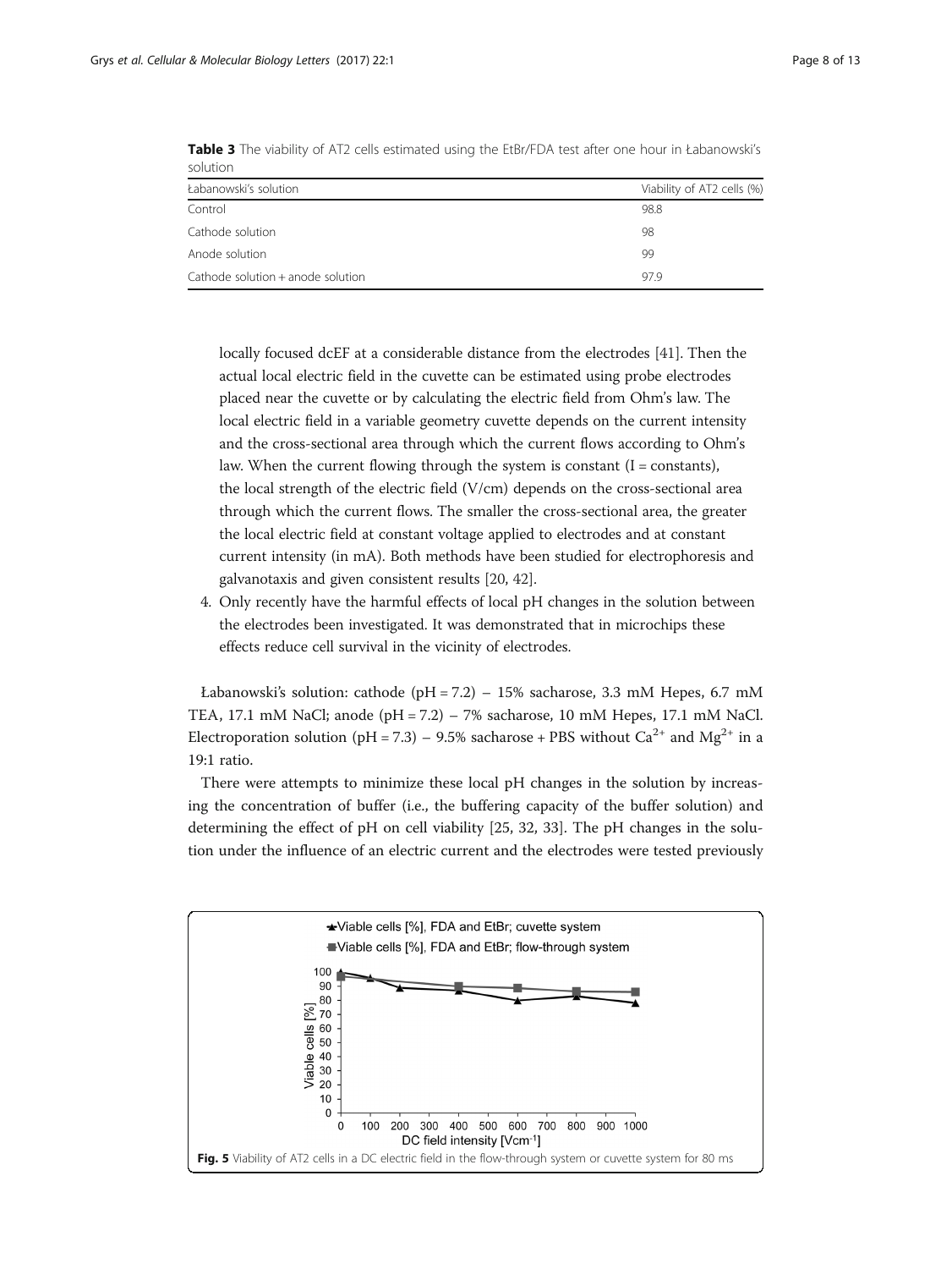**Table 3** The viability of AT2 cells estimated using the EtBr/FDA test after one hour in Łabanowski's solution

| Łabanowski's solution | Viability of AT2 cells (%) |
| --- | --- |
| Control | 98.8 |
| Cathode solution | 98 |
| Anode solution | 99 |
| Cathode solution + anode solution | 97.9 |

locally focused dcEF at a considerable distance from the electrodes [41]. Then the actual local electric field in the cuvette can be estimated using probe electrodes placed near the cuvette or by calculating the electric field from Ohm's law. The local electric field in a variable geometry cuvette depends on the current intensity and the cross-sectional area through which the current flows according to Ohm's law. When the current flowing through the system is constant (I = constants), the local strength of the electric field (V/cm) depends on the cross-sectional area through which the current flows. The smaller the cross-sectional area, the greater the local electric field at constant voltage applied to electrodes and at constant current intensity (in mA). Both methods have been studied for electrophoresis and galvanotaxis and given consistent results [20, 42].

4. Only recently have the harmful effects of local pH changes in the solution between the electrodes been investigated. It was demonstrated that in microchips these effects reduce cell survival in the vicinity of electrodes.

Łabanowski's solution: cathode (pH = 7.2) – 15% sacharose, 3.3 mM Hepes, 6.7 mM TEA, 17.1 mM NaCl; anode (pH = 7.2) – 7% sacharose, 10 mM Hepes, 17.1 mM NaCl. Electroporation solution (pH = 7.3) – 9.5% sacharose + PBS without $Ca^{2+}$ and $Mg^{2+}$ in a 19:1 ratio.

There were attempts to minimize these local pH changes in the solution by increasing the concentration of buffer (i.e., the buffering capacity of the buffer solution) and determining the effect of pH on cell viability [25, 32, 33]. The pH changes in the solution under the influence of an electric current and the electrodes were tested previously

**Fig. 5** Viability of AT2 cells in a DC electric field in the flow-through system or cuvette system for 80 ms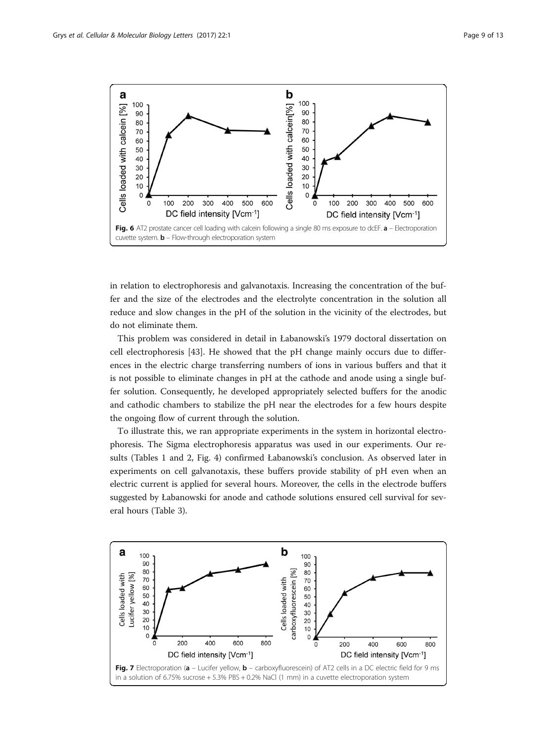Fig. 6 AT2 prostate cancer cell loading with calcein following a single 80 ms exposure to dcEF. **a** – Electroporation cuvette system. **b** – Flow-through electroporation system

in relation to electrophoresis and galvanotaxis. Increasing the concentration of the buffer and the size of the electrodes and the electrolyte concentration in the solution all reduce and slow changes in the pH of the solution in the vicinity of the electrodes, but do not eliminate them.

This problem was considered in detail in Łabanowski's 1979 doctoral dissertation on cell electrophoresis [43]. He showed that the pH change mainly occurs due to differences in the electric charge transferring numbers of ions in various buffers and that it is not possible to eliminate changes in pH at the cathode and anode using a single buffer solution. Consequently, he developed appropriately selected buffers for the anodic and cathodic chambers to stabilize the pH near the electrodes for a few hours despite the ongoing flow of current through the solution.

To illustrate this, we ran appropriate experiments in the system in horizontal electrophoresis. The Sigma electrophoresis apparatus was used in our experiments. Our results (Tables 1 and 2, Fig. 4) confirmed Łabanowski's conclusion. As observed later in experiments on cell galvanotaxis, these buffers provide stability of pH even when an electric current is applied for several hours. Moreover, the cells in the electrode buffers suggested by Łabanowski for anode and cathode solutions ensured cell survival for several hours (Table 3).

Fig. 7 Electroporation (**a** – Lucifer yellow, **b** – carboxyfluorescein) of AT2 cells in a DC electric field for 9 ms in a solution of 6.75% sucrose + 5.3% PBS + 0.2% NaCl (1 mm) in a cuvette electroporation system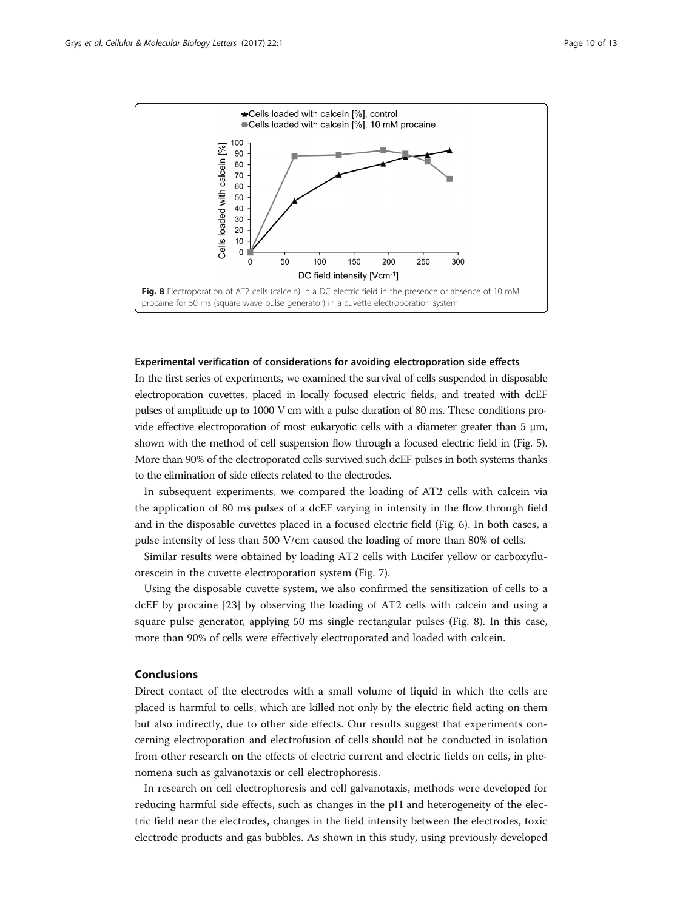**Fig. 8** Electroporation of AT2 cells (calcein) in a DC electric field in the presence or absence of 10 mM procaine for 50 ms (square wave pulse generator) in a cuvette electroporation system

#### Experimental verification of considerations for avoiding electroporation side effects

In the first series of experiments, we examined the survival of cells suspended in disposable electroporation cuvettes, placed in locally focused electric fields, and treated with dcEF pulses of amplitude up to 1000 V cm with a pulse duration of 80 ms. These conditions provide effective electroporation of most eukaryotic cells with a diameter greater than 5 μm, shown with the method of cell suspension flow through a focused electric field in (Fig. 5). More than 90% of the electroporated cells survived such dcEF pulses in both systems thanks to the elimination of side effects related to the electrodes.

In subsequent experiments, we compared the loading of AT2 cells with calcein via the application of 80 ms pulses of a dcEF varying in intensity in the flow through field and in the disposable cuvettes placed in a focused electric field (Fig. 6). In both cases, a pulse intensity of less than 500 V/cm caused the loading of more than 80% of cells.

Similar results were obtained by loading AT2 cells with Lucifer yellow or carboxyfluorescein in the cuvette electroporation system (Fig. 7).

Using the disposable cuvette system, we also confirmed the sensitization of cells to a dcEF by procaine [23] by observing the loading of AT2 cells with calcein and using a square pulse generator, applying 50 ms single rectangular pulses (Fig. 8). In this case, more than 90% of cells were effectively electroporated and loaded with calcein.

## Conclusions

Direct contact of the electrodes with a small volume of liquid in which the cells are placed is harmful to cells, which are killed not only by the electric field acting on them but also indirectly, due to other side effects. Our results suggest that experiments concerning electroporation and electrofusion of cells should not be conducted in isolation from other research on the effects of electric current and electric fields on cells, in phenomena such as galvanotaxis or cell electrophoresis.

In research on cell electrophoresis and cell galvanotaxis, methods were developed for reducing harmful side effects, such as changes in the pH and heterogeneity of the electric field near the electrodes, changes in the field intensity between the electrodes, toxic electrode products and gas bubbles. As shown in this study, using previously developed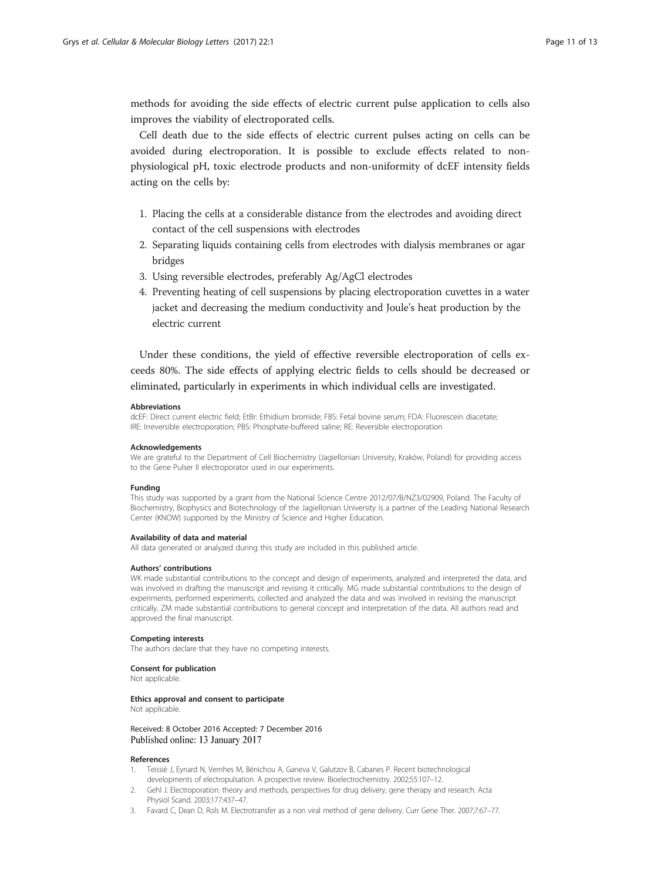methods for avoiding the side effects of electric current pulse application to cells also improves the viability of electroporated cells.

Cell death due to the side effects of electric current pulses acting on cells can be avoided during electroporation. It is possible to exclude effects related to non-physiological pH, toxic electrode products and non-uniformity of dcEF intensity fields acting on the cells by:

1. Placing the cells at a considerable distance from the electrodes and avoiding direct contact of the cell suspensions with electrodes
2. Separating liquids containing cells from electrodes with dialysis membranes or agar bridges
3. Using reversible electrodes, preferably Ag/AgCl electrodes
4. Preventing heating of cell suspensions by placing electroporation cuvettes in a water jacket and decreasing the medium conductivity and Joule's heat production by the electric current

Under these conditions, the yield of effective reversible electroporation of cells exceeds 80%. The side effects of applying electric fields to cells should be decreased or eliminated, particularly in experiments in which individual cells are investigated.

#### Abbreviations

dcEF: Direct current electric field; EtBr: Ethidium bromide; FBS: Fetal bovine serum; FDA: Fluorescein diacetate; IRE: Irreversible electroporation; PBS: Phosphate-buffered saline; RE: Reversible electroporation

#### Acknowledgements

We are grateful to the Department of Cell Biochemistry (Jagiellonian University, Kraków, Poland) for providing access to the Gene Pulser II electroporator used in our experiments.

#### Funding

This study was supported by a grant from the National Science Centre 2012/07/B/NZ3/02909, Poland. The Faculty of Biochemistry, Biophysics and Biotechnology of the Jagiellonian University is a partner of the Leading National Research Center (KNOW) supported by the Ministry of Science and Higher Education.

#### Availability of data and material

All data generated or analyzed during this study are included in this published article.

#### Authors' contributions

WK made substantial contributions to the concept and design of experiments, analyzed and interpreted the data, and was involved in drafting the manuscript and revising it critically. MG made substantial contributions to the design of experiments, performed experiments, collected and analyzed the data and was involved in revising the manuscript critically. ZM made substantial contributions to general concept and interpretation of the data. All authors read and approved the final manuscript.

#### Competing interests

The authors declare that they have no competing interests.

#### Consent for publication

Not applicable.

#### Ethics approval and consent to participate

Not applicable.

Received: 8 October 2016 Accepted: 7 December 2016
Published online: 13 January 2017

#### References

1. Teissié J, Eynard N, Vernhes M, Bénichou A, Ganeva V, Galutzov B, Cabanes P. Recent biotechnological developments of electropulsation. A prospective review. Bioelectrochemistry. 2002;55:107–12.
2. Gehl J. Electroporation: theory and methods, perspectives for drug delivery, gene therapy and research. Acta Physiol Scand. 2003;177:437–47.
3. Favard C, Dean D, Rols M. Electrotransfer as a non viral method of gene delivery. Curr Gene Ther. 2007;7:67–77.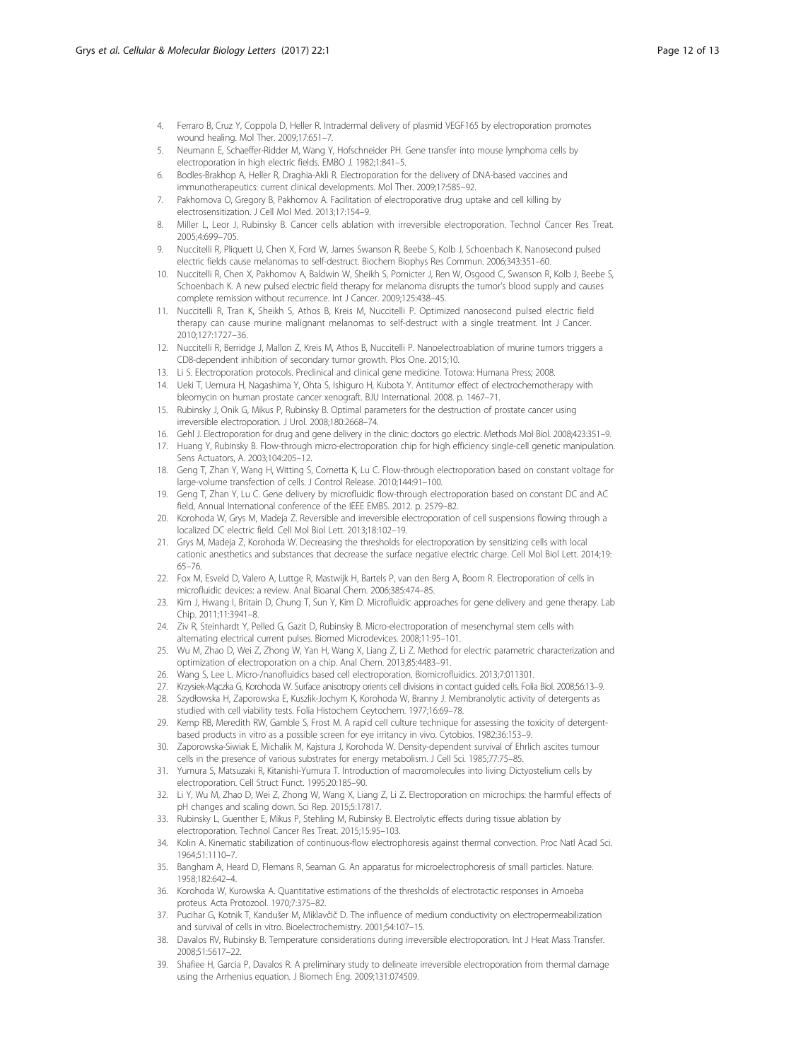4. Ferraro B, Cruz Y, Coppola D, Heller R. Intradermal delivery of plasmid VEGF165 by electroporation promotes wound healing. Mol Ther. 2009;17:651–7.
5. Neumann E, Schaeffer-Ridder M, Wang Y, Hofschneider PH. Gene transfer into mouse lymphoma cells by electroporation in high electric fields. EMBO J. 1982;1:841–5.
6. Bodles-Brakhop A, Heller R, Draghia-Akli R. Electroporation for the delivery of DNA-based vaccines and immunotherapeutics: current clinical developments. Mol Ther. 2009;17:585–92.
7. Pakhomova O, Gregory B, Pakhomov A. Facilitation of electroporative drug uptake and cell killing by electrosensitization. J Cell Mol Med. 2013;17:154–9.
8. Miller L, Leor J, Rubinsky B. Cancer cells ablation with irreversible electroporation. Technol Cancer Res Treat. 2005;4:699–705.
9. Nuccitelli R, Pliquett U, Chen X, Ford W, James Swanson R, Beebe S, Kolb J, Schoenbach K. Nanosecond pulsed electric fields cause melanomas to self-destruct. Biochem Biophys Res Commun. 2006;343:351–60.
10. Nuccitelli R, Chen X, Pakhomov A, Baldwin W, Sheikh S, Pomicter J, Ren W, Osgood C, Swanson R, Kolb J, Beebe S, Schoenbach K. A new pulsed electric field therapy for melanoma disrupts the tumor's blood supply and causes complete remission without recurrence. Int J Cancer. 2009;125:438–45.
11. Nuccitelli R, Tran K, Sheikh S, Athos B, Kreis M, Nuccitelli P. Optimized nanosecond pulsed electric field therapy can cause murine malignant melanomas to self-destruct with a single treatment. Int J Cancer. 2010;127:1727–36.
12. Nuccitelli R, Berridge J, Mallon Z, Kreis M, Athos B, Nuccitelli P. Nanoelectroablation of murine tumors triggers a CD8-dependent inhibition of secondary tumor growth. Plos One. 2015;10.
13. Li S. Electroporation protocols. Preclinical and clinical gene medicine. Totowa: Humana Press; 2008.
14. Ueki T, Uemura H, Nagashima Y, Ohta S, Ishiguro H, Kubota Y. Antitumor effect of electrochemotherapy with bleomycin on human prostate cancer xenograft. BJU International. 2008. p. 1467–71.
15. Rubinsky J, Onik G, Mikus P, Rubinsky B. Optimal parameters for the destruction of prostate cancer using irreversible electroporation. J Urol. 2008;180:2668–74.
16. Gehl J. Electroporation for drug and gene delivery in the clinic: doctors go electric. Methods Mol Biol. 2008;423:351–9.
17. Huang Y, Rubinsky B. Flow-through micro-electroporation chip for high efficiency single-cell genetic manipulation. Sens Actuators, A. 2003;104:205–12.
18. Geng T, Zhan Y, Wang H, Witting S, Cornetta K, Lu C. Flow-through electroporation based on constant voltage for large-volume transfection of cells. J Control Release. 2010;144:91–100.
19. Geng T, Zhan Y, Lu C. Gene delivery by microfluidic flow-through electroporation based on constant DC and AC field, Annual International conference of the IEEE EMBS. 2012. p. 2579–82.
20. Korohoda W, Grys M, Madeja Z. Reversible and irreversible electroporation of cell suspensions flowing through a localized DC electric field. Cell Mol Biol Lett. 2013;18:102–19.
21. Grys M, Madeja Z, Korohoda W. Decreasing the thresholds for electroporation by sensitizing cells with local cationic anesthetics and substances that decrease the surface negative electric charge. Cell Mol Biol Lett. 2014;19: 65–76.
22. Fox M, Esveld D, Valero A, Luttge R, Mastwijk H, Bartels P, van den Berg A, Boom R. Electroporation of cells in microfluidic devices: a review. Anal Bioanal Chem. 2006;385:474–85.
23. Kim J, Hwang I, Britain D, Chung T, Sun Y, Kim D. Microfluidic approaches for gene delivery and gene therapy. Lab Chip. 2011;11:3941–8.
24. Ziv R, Steinhardt Y, Pelled G, Gazit D, Rubinsky B. Micro-electroporation of mesenchymal stem cells with alternating electrical current pulses. Biomed Microdevices. 2008;11:95–101.
25. Wu M, Zhao D, Wei Z, Zhong W, Yan H, Wang X, Liang Z, Li Z. Method for electric parametric characterization and optimization of electroporation on a chip. Anal Chem. 2013;85:4483–91.
26. Wang S, Lee L. Micro-/nanofluidics based cell electroporation. Biomicrofluidics. 2013;7:011301.
27. Krzysiek-Mączka G, Korohoda W. Surface anisotropy orients cell divisions in contact guided cells. Folia Biol. 2008;56:13–9.
28. Szydłowska H, Zaporowska E, Kuszlik-Jochym K, Korohoda W, Branny J. Membranolytic activity of detergents as studied with cell viability tests. Folia Histochem Ceytochem. 1977;16:69–78.
29. Kemp RB, Meredith RW, Gamble S, Frost M. A rapid cell culture technique for assessing the toxicity of detergent-based products in vitro as a possible screen for eye irritancy in vivo. Cytobios. 1982;36:153–9.
30. Zaporowska-Siwiak E, Michalik M, Kajstura J, Korohoda W. Density-dependent survival of Ehrlich ascites tumour cells in the presence of various substrates for energy metabolism. J Cell Sci. 1985;77:75–85.
31. Yumura S, Matsuzaki R, Kitanishi-Yumura T. Introduction of macromolecules into living Dictyostelium cells by electroporation. Cell Struct Funct. 1995;20:185–90.
32. Li Y, Wu M, Zhao D, Wei Z, Zhong W, Wang X, Liang Z, Li Z. Electroporation on microchips: the harmful effects of pH changes and scaling down. Sci Rep. 2015;5:17817.
33. Rubinsky L, Guenther E, Mikus P, Stehling M, Rubinsky B. Electrolytic effects during tissue ablation by electroporation. Technol Cancer Res Treat. 2015;15:95–103.
34. Kolin A. Kinematic stabilization of continuous-flow electrophoresis against thermal convection. Proc Natl Acad Sci. 1964;51:1110–7.
35. Bangham A, Heard D, Flemans R, Seaman G. An apparatus for microelectrophoresis of small particles. Nature. 1958;182:642–4.
36. Korohoda W, Kurowska A. Quantitative estimations of the thresholds of electrotactic responses in Amoeba proteus. Acta Protozool. 1970;7:375–82.
37. Pucihar G, Kotnik T, Kandušer M, Miklavčič D. The influence of medium conductivity on electropermeabilization and survival of cells in vitro. Bioelectrochemistry. 2001;54:107–15.
38. Davalos RV, Rubinsky B. Temperature considerations during irreversible electroporation. Int J Heat Mass Transfer. 2008;51:5617–22.
39. Shafiee H, Garcia P, Davalos R. A preliminary study to delineate irreversible electroporation from thermal damage using the Arrhenius equation. J Biomech Eng. 2009;131:074509.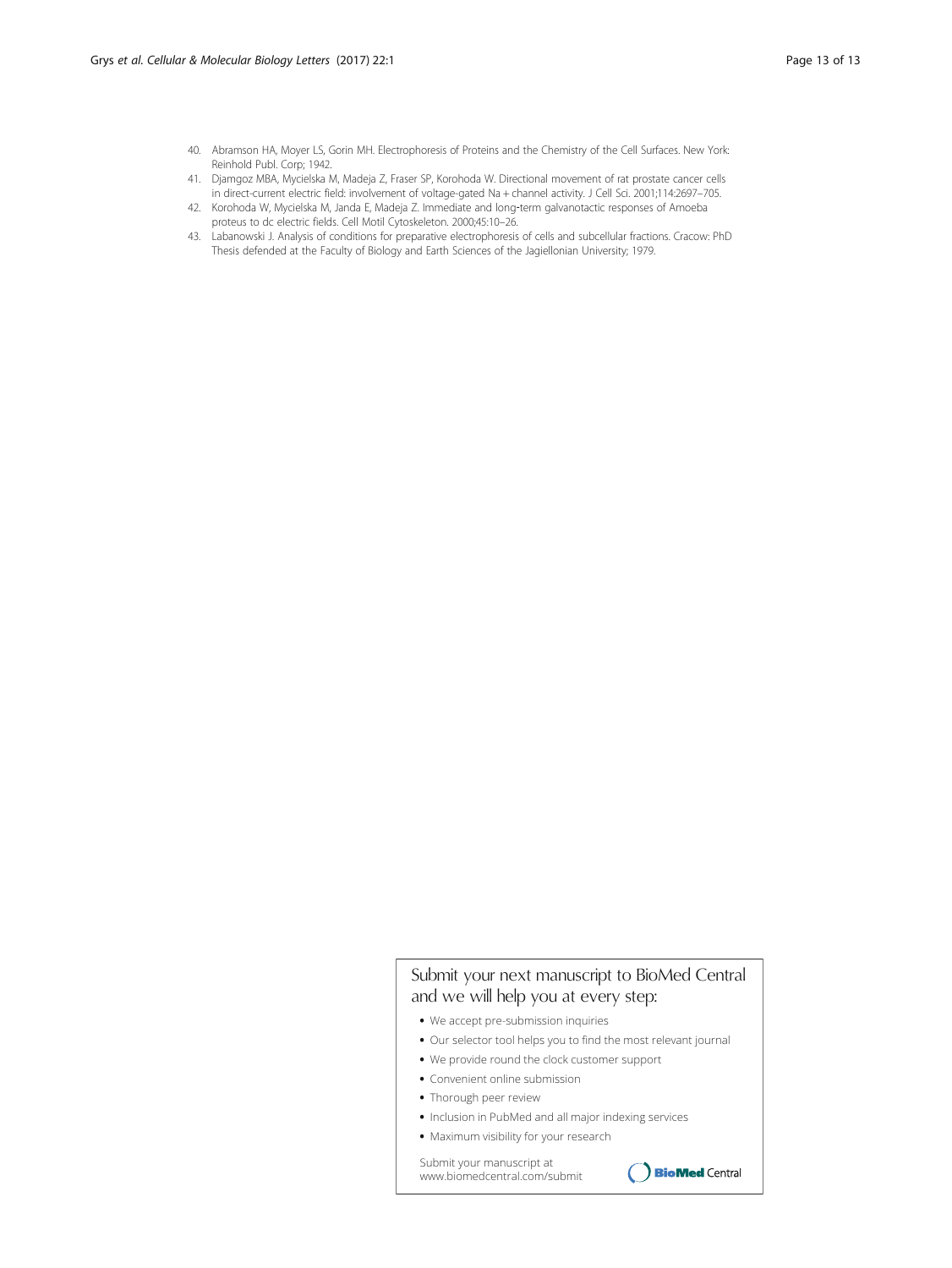40. Abramson HA, Moyer LS, Gorin MH. Electrophoresis of Proteins and the Chemistry of the Cell Surfaces. New York: Reinhold Publ. Corp; 1942.
41. Djamgoz MBA, Mycielska M, Madeja Z, Fraser SP, Korohoda W. Directional movement of rat prostate cancer cells in direct-current electric field: involvement of voltage-gated Na + channel activity. J Cell Sci. 2001;114:2697–705.
42. Korohoda W, Mycielska M, Janda E, Madeja Z. Immediate and long-term galvanotactic responses of Amoeba proteus to dc electric fields. Cell Motil Cytoskeleton. 2000;45:10–26.
43. Labanowski J. Analysis of conditions for preparative electrophoresis of cells and subcellular fractions. Cracow: PhD Thesis defended at the Faculty of Biology and Earth Sciences of the Jagiellonian University; 1979.

Submit your next manuscript to BioMed Central and we will help you at every step:

- We accept pre-submission inquiries
- Our selector tool helps you to find the most relevant journal
- We provide round the clock customer support
- Convenient online submission
- Thorough peer review
- Inclusion in PubMed and all major indexing services
- Maximum visibility for your research

Submit your manuscript at www.biomedcentral.com/submit

BioMed Central